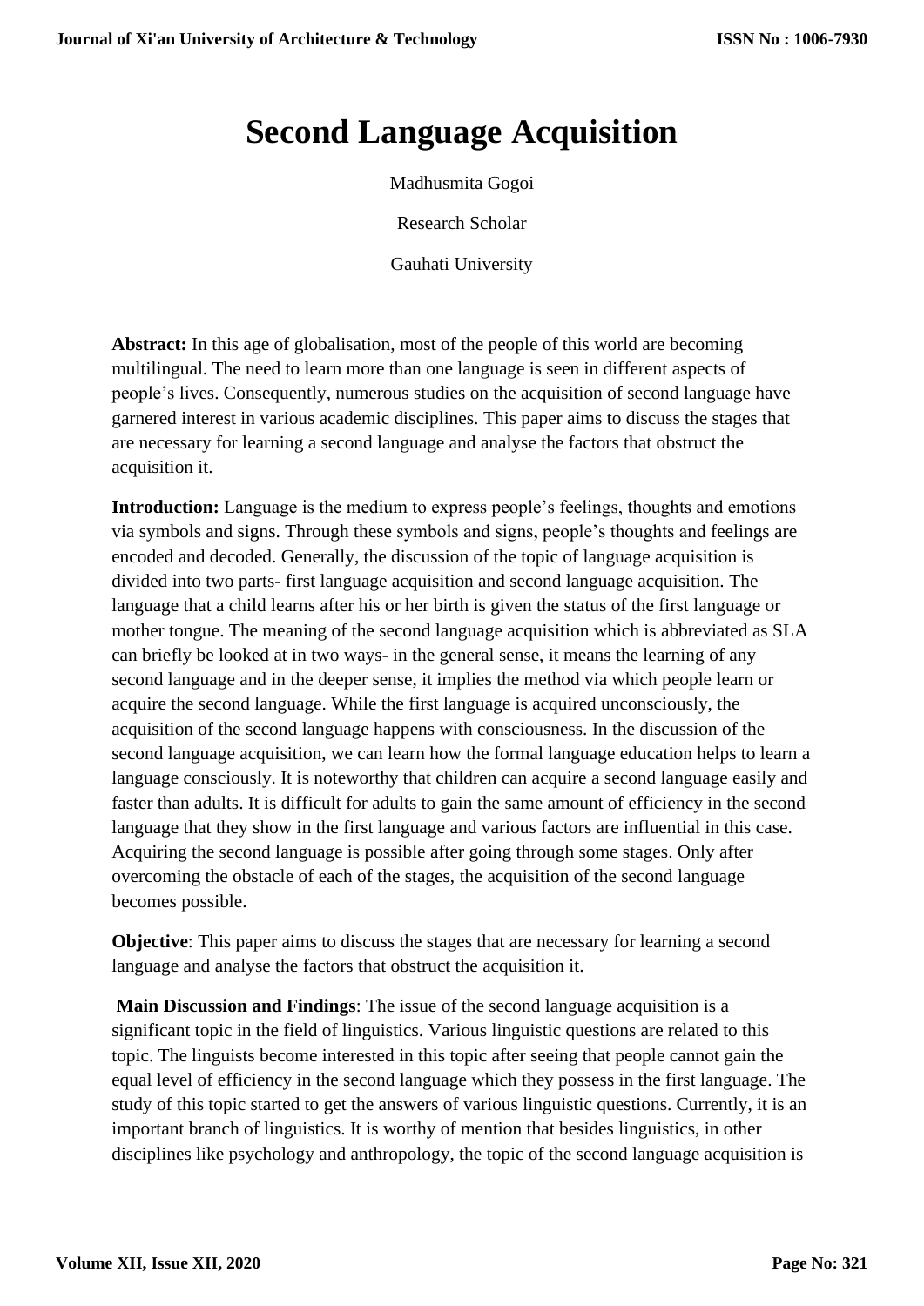# Second Language Acquisition

Madhusmita Gogoi

Research Scholar

Gauhati University

**Abstract:** In this age of globalisation, most of the people of this world are becoming multilingual. The need to learn more than one language is seen in different aspects of people's lives. Consequently, numerous studies on the acquisition of second language have garnered interest in various academic disciplines. This paper aims to discuss the stages that are necessary for learning a second language and analyse the factors that obstruct the acquisition it.

**Introduction:** Language is the medium to express people's feelings, thoughts and emotions via symbols and signs. Through these symbols and signs, people's thoughts and feelings are encoded and decoded. Generally, the discussion of the topic of language acquisition is divided into two parts- first language acquisition and second language acquisition. The language that a child learns after his or her birth is given the status of the first language or mother tongue. The meaning of the second language acquisition which is abbreviated as SLA can briefly be looked at in two ways- in the general sense, it means the learning of any second language and in the deeper sense, it implies the method via which people learn or acquire the second language. While the first language is acquired unconsciously, the acquisition of the second language happens with consciousness. In the discussion of the second language acquisition, we can learn how the formal language education helps to learn a language consciously. It is noteworthy that children can acquire a second language easily and faster than adults. It is difficult for adults to gain the same amount of efficiency in the second language that they show in the first language and various factors are influential in this case. Acquiring the second language is possible after going through some stages. Only after overcoming the obstacle of each of the stages, the acquisition of the second language becomes possible.

**Objective**: This paper aims to discuss the stages that are necessary for learning a second language and analyse the factors that obstruct the acquisition it.

**Main Discussion and Findings**: The issue of the second language acquisition is a significant topic in the field of linguistics. Various linguistic questions are related to this topic. The linguists become interested in this topic after seeing that people cannot gain the equal level of efficiency in the second language which they possess in the first language. The study of this topic started to get the answers of various linguistic questions. Currently, it is an important branch of linguistics. It is worthy of mention that besides linguistics, in other disciplines like psychology and anthropology, the topic of the second language acquisition is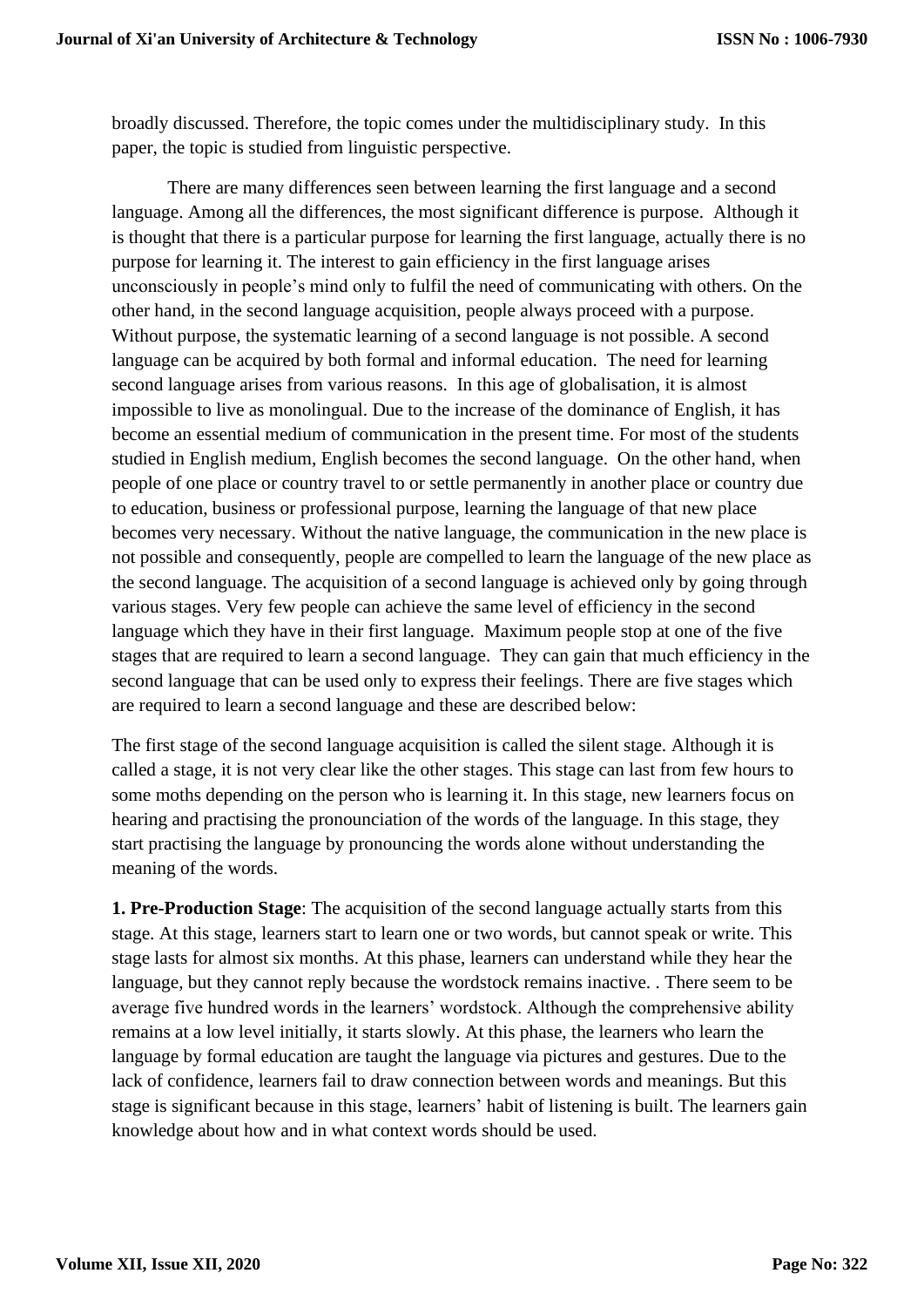broadly discussed. Therefore, the topic comes under the multidisciplinary study. In this paper, the topic is studied from linguistic perspective.

There are many differences seen between learning the first language and a second language. Among all the differences, the most significant difference is purpose. Although it is thought that there is a particular purpose for learning the first language, actually there is no purpose for learning it. The interest to gain efficiency in the first language arises unconsciously in people's mind only to fulfil the need of communicating with others. On the other hand, in the second language acquisition, people always proceed with a purpose. Without purpose, the systematic learning of a second language is not possible. A second language can be acquired by both formal and informal education. The need for learning second language arises from various reasons. In this age of globalisation, it is almost impossible to live as monolingual. Due to the increase of the dominance of English, it has become an essential medium of communication in the present time. For most of the students studied in English medium, English becomes the second language. On the other hand, when people of one place or country travel to or settle permanently in another place or country due to education, business or professional purpose, learning the language of that new place becomes very necessary. Without the native language, the communication in the new place is not possible and consequently, people are compelled to learn the language of the new place as the second language. The acquisition of a second language is achieved only by going through various stages. Very few people can achieve the same level of efficiency in the second language which they have in their first language. Maximum people stop at one of the five stages that are required to learn a second language. They can gain that much efficiency in the second language that can be used only to express their feelings. There are five stages which are required to learn a second language and these are described below:

The first stage of the second language acquisition is called the silent stage. Although it is called a stage, it is not very clear like the other stages. This stage can last from few hours to some moths depending on the person who is learning it. In this stage, new learners focus on hearing and practising the pronounciation of the words of the language. In this stage, they start practising the language by pronouncing the words alone without understanding the meaning of the words.

**1. Pre-Production Stage**: The acquisition of the second language actually starts from this stage. At this stage, learners start to learn one or two words, but cannot speak or write. This stage lasts for almost six months. At this phase, learners can understand while they hear the language, but they cannot reply because the wordstock remains inactive. . There seem to be average five hundred words in the learners' wordstock. Although the comprehensive ability remains at a low level initially, it starts slowly. At this phase, the learners who learn the language by formal education are taught the language via pictures and gestures. Due to the lack of confidence, learners fail to draw connection between words and meanings. But this stage is significant because in this stage, learners' habit of listening is built. The learners gain knowledge about how and in what context words should be used.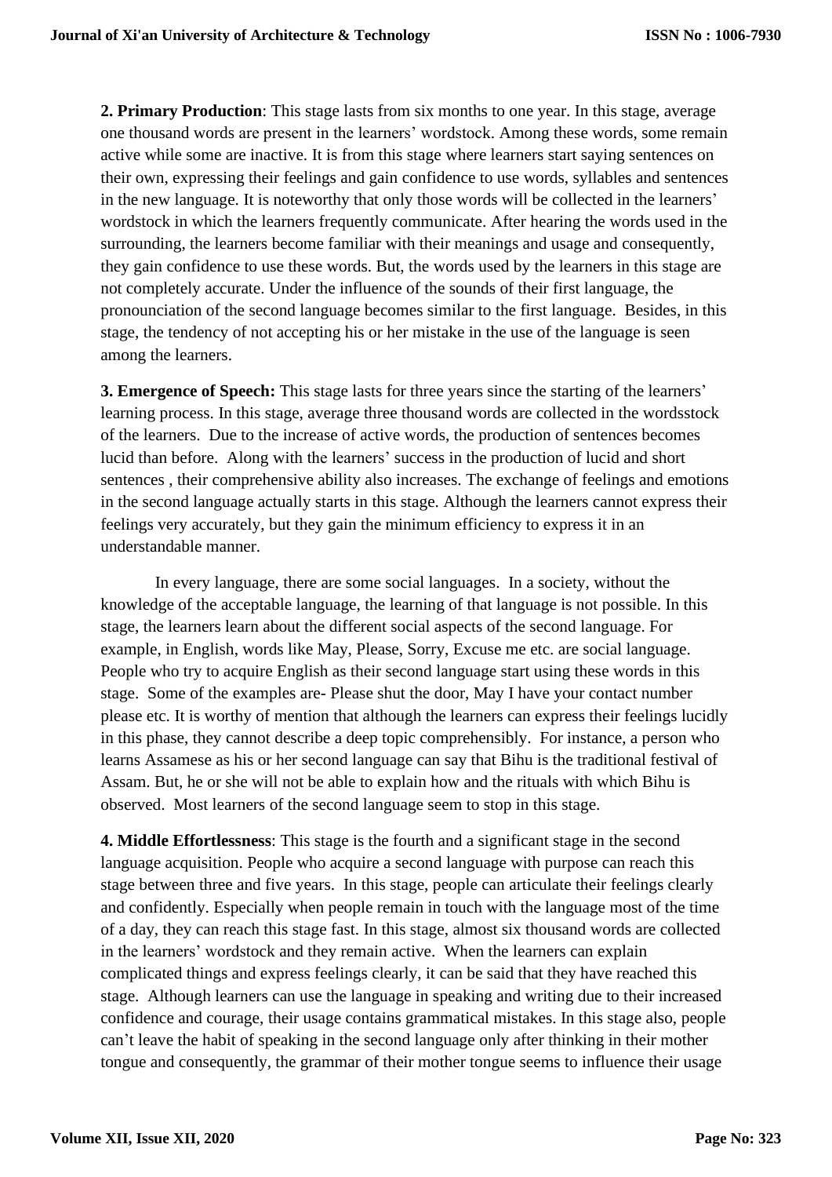**2. Primary Production**: This stage lasts from six months to one year. In this stage, average one thousand words are present in the learners' wordstock. Among these words, some remain active while some are inactive. It is from this stage where learners start saying sentences on their own, expressing their feelings and gain confidence to use words, syllables and sentences in the new language. It is noteworthy that only those words will be collected in the learners' wordstock in which the learners frequently communicate. After hearing the words used in the surrounding, the learners become familiar with their meanings and usage and consequently, they gain confidence to use these words. But, the words used by the learners in this stage are not completely accurate. Under the influence of the sounds of their first language, the pronounciation of the second language becomes similar to the first language. Besides, in this stage, the tendency of not accepting his or her mistake in the use of the language is seen among the learners.

**3. Emergence of Speech:** This stage lasts for three years since the starting of the learners' learning process. In this stage, average three thousand words are collected in the wordsstock of the learners. Due to the increase of active words, the production of sentences becomes lucid than before. Along with the learners' success in the production of lucid and short sentences , their comprehensive ability also increases. The exchange of feelings and emotions in the second language actually starts in this stage. Although the learners cannot express their feelings very accurately, but they gain the minimum efficiency to express it in an understandable manner.

In every language, there are some social languages. In a society, without the knowledge of the acceptable language, the learning of that language is not possible. In this stage, the learners learn about the different social aspects of the second language. For example, in English, words like May, Please, Sorry, Excuse me etc. are social language. People who try to acquire English as their second language start using these words in this stage. Some of the examples are- Please shut the door, May I have your contact number please etc. It is worthy of mention that although the learners can express their feelings lucidly in this phase, they cannot describe a deep topic comprehensibly. For instance, a person who learns Assamese as his or her second language can say that Bihu is the traditional festival of Assam. But, he or she will not be able to explain how and the rituals with which Bihu is observed. Most learners of the second language seem to stop in this stage.

**4. Middle Effortlessness**: This stage is the fourth and a significant stage in the second language acquisition. People who acquire a second language with purpose can reach this stage between three and five years. In this stage, people can articulate their feelings clearly and confidently. Especially when people remain in touch with the language most of the time of a day, they can reach this stage fast. In this stage, almost six thousand words are collected in the learners' wordstock and they remain active. When the learners can explain complicated things and express feelings clearly, it can be said that they have reached this stage. Although learners can use the language in speaking and writing due to their increased confidence and courage, their usage contains grammatical mistakes. In this stage also, people can't leave the habit of speaking in the second language only after thinking in their mother tongue and consequently, the grammar of their mother tongue seems to influence their usage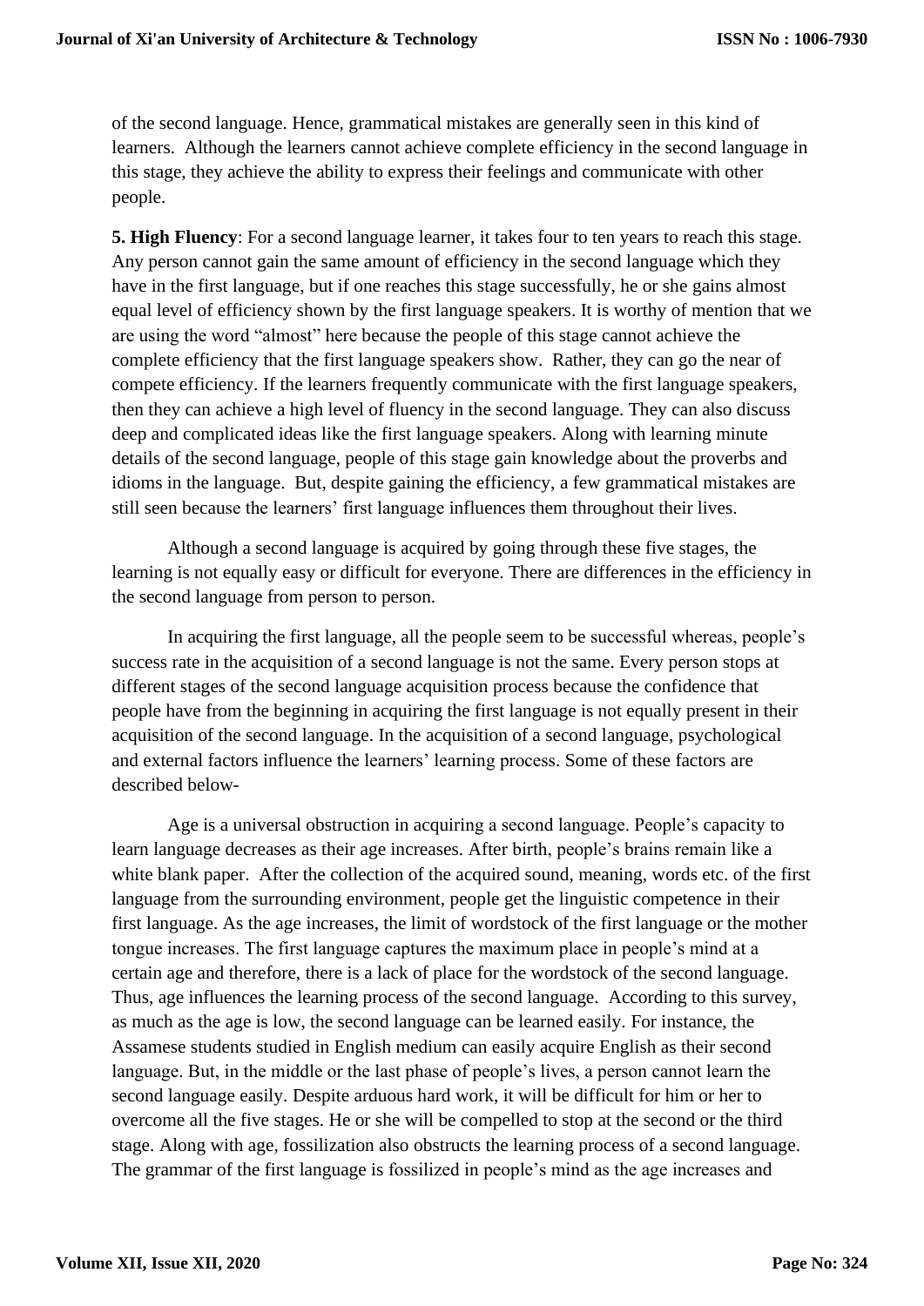of the second language. Hence, grammatical mistakes are generally seen in this kind of learners. Although the learners cannot achieve complete efficiency in the second language in this stage, they achieve the ability to express their feelings and communicate with other people.

**5. High Fluency**: For a second language learner, it takes four to ten years to reach this stage. Any person cannot gain the same amount of efficiency in the second language which they have in the first language, but if one reaches this stage successfully, he or she gains almost equal level of efficiency shown by the first language speakers. It is worthy of mention that we are using the word "almost" here because the people of this stage cannot achieve the complete efficiency that the first language speakers show. Rather, they can go the near of compete efficiency. If the learners frequently communicate with the first language speakers, then they can achieve a high level of fluency in the second language. They can also discuss deep and complicated ideas like the first language speakers. Along with learning minute details of the second language, people of this stage gain knowledge about the proverbs and idioms in the language. But, despite gaining the efficiency, a few grammatical mistakes are still seen because the learners' first language influences them throughout their lives.

Although a second language is acquired by going through these five stages, the learning is not equally easy or difficult for everyone. There are differences in the efficiency in the second language from person to person.

In acquiring the first language, all the people seem to be successful whereas, people's success rate in the acquisition of a second language is not the same. Every person stops at different stages of the second language acquisition process because the confidence that people have from the beginning in acquiring the first language is not equally present in their acquisition of the second language. In the acquisition of a second language, psychological and external factors influence the learners' learning process. Some of these factors are described below-

Age is a universal obstruction in acquiring a second language. People's capacity to learn language decreases as their age increases. After birth, people's brains remain like a white blank paper. After the collection of the acquired sound, meaning, words etc. of the first language from the surrounding environment, people get the linguistic competence in their first language. As the age increases, the limit of wordstock of the first language or the mother tongue increases. The first language captures the maximum place in people's mind at a certain age and therefore, there is a lack of place for the wordstock of the second language. Thus, age influences the learning process of the second language. According to this survey, as much as the age is low, the second language can be learned easily. For instance, the Assamese students studied in English medium can easily acquire English as their second language. But, in the middle or the last phase of people's lives, a person cannot learn the second language easily. Despite arduous hard work, it will be difficult for him or her to overcome all the five stages. He or she will be compelled to stop at the second or the third stage. Along with age, fossilization also obstructs the learning process of a second language. The grammar of the first language is fossilized in people's mind as the age increases and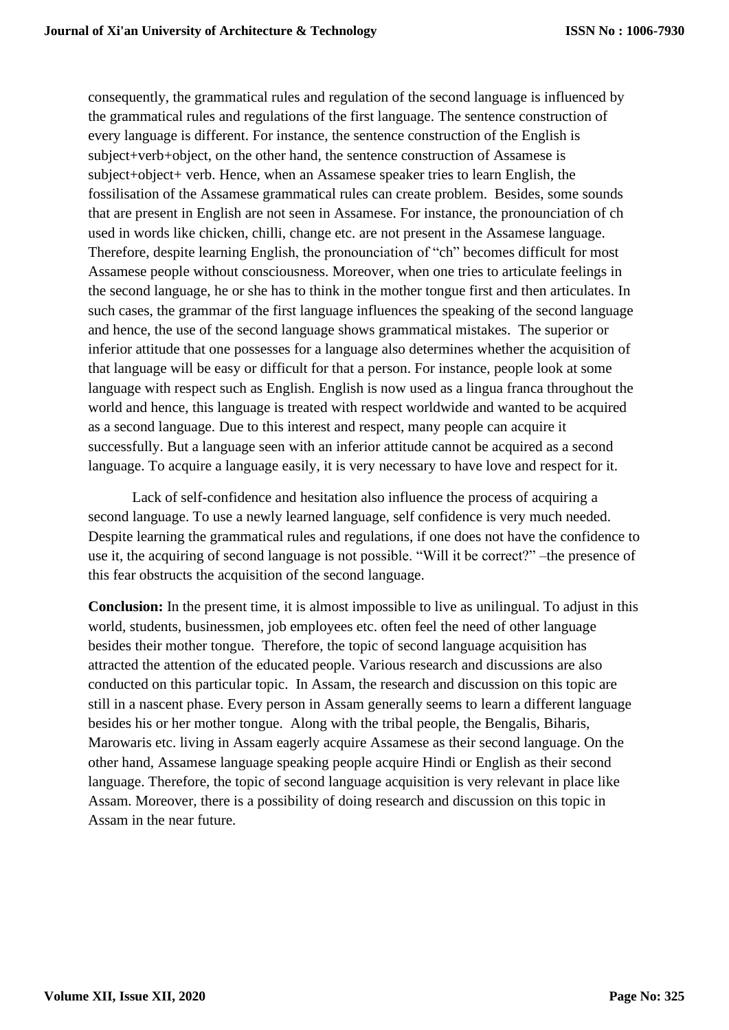consequently, the grammatical rules and regulation of the second language is influenced by the grammatical rules and regulations of the first language. The sentence construction of every language is different. For instance, the sentence construction of the English is subject+verb+object, on the other hand, the sentence construction of Assamese is subject+object+ verb. Hence, when an Assamese speaker tries to learn English, the fossilisation of the Assamese grammatical rules can create problem. Besides, some sounds that are present in English are not seen in Assamese. For instance, the pronounciation of ch used in words like chicken, chilli, change etc. are not present in the Assamese language. Therefore, despite learning English, the pronounciation of "ch" becomes difficult for most Assamese people without consciousness. Moreover, when one tries to articulate feelings in the second language, he or she has to think in the mother tongue first and then articulates. In such cases, the grammar of the first language influences the speaking of the second language and hence, the use of the second language shows grammatical mistakes. The superior or inferior attitude that one possesses for a language also determines whether the acquisition of that language will be easy or difficult for that a person. For instance, people look at some language with respect such as English. English is now used as a lingua franca throughout the world and hence, this language is treated with respect worldwide and wanted to be acquired as a second language. Due to this interest and respect, many people can acquire it successfully. But a language seen with an inferior attitude cannot be acquired as a second language. To acquire a language easily, it is very necessary to have love and respect for it.

Lack of self-confidence and hesitation also influence the process of acquiring a second language. To use a newly learned language, self confidence is very much needed. Despite learning the grammatical rules and regulations, if one does not have the confidence to use it, the acquiring of second language is not possible. "Will it be correct?" –the presence of this fear obstructs the acquisition of the second language.

**Conclusion:** In the present time, it is almost impossible to live as unilingual. To adjust in this world, students, businessmen, job employees etc. often feel the need of other language besides their mother tongue. Therefore, the topic of second language acquisition has attracted the attention of the educated people. Various research and discussions are also conducted on this particular topic. In Assam, the research and discussion on this topic are still in a nascent phase. Every person in Assam generally seems to learn a different language besides his or her mother tongue. Along with the tribal people, the Bengalis, Biharis, Marowaris etc. living in Assam eagerly acquire Assamese as their second language. On the other hand, Assamese language speaking people acquire Hindi or English as their second language. Therefore, the topic of second language acquisition is very relevant in place like Assam. Moreover, there is a possibility of doing research and discussion on this topic in Assam in the near future.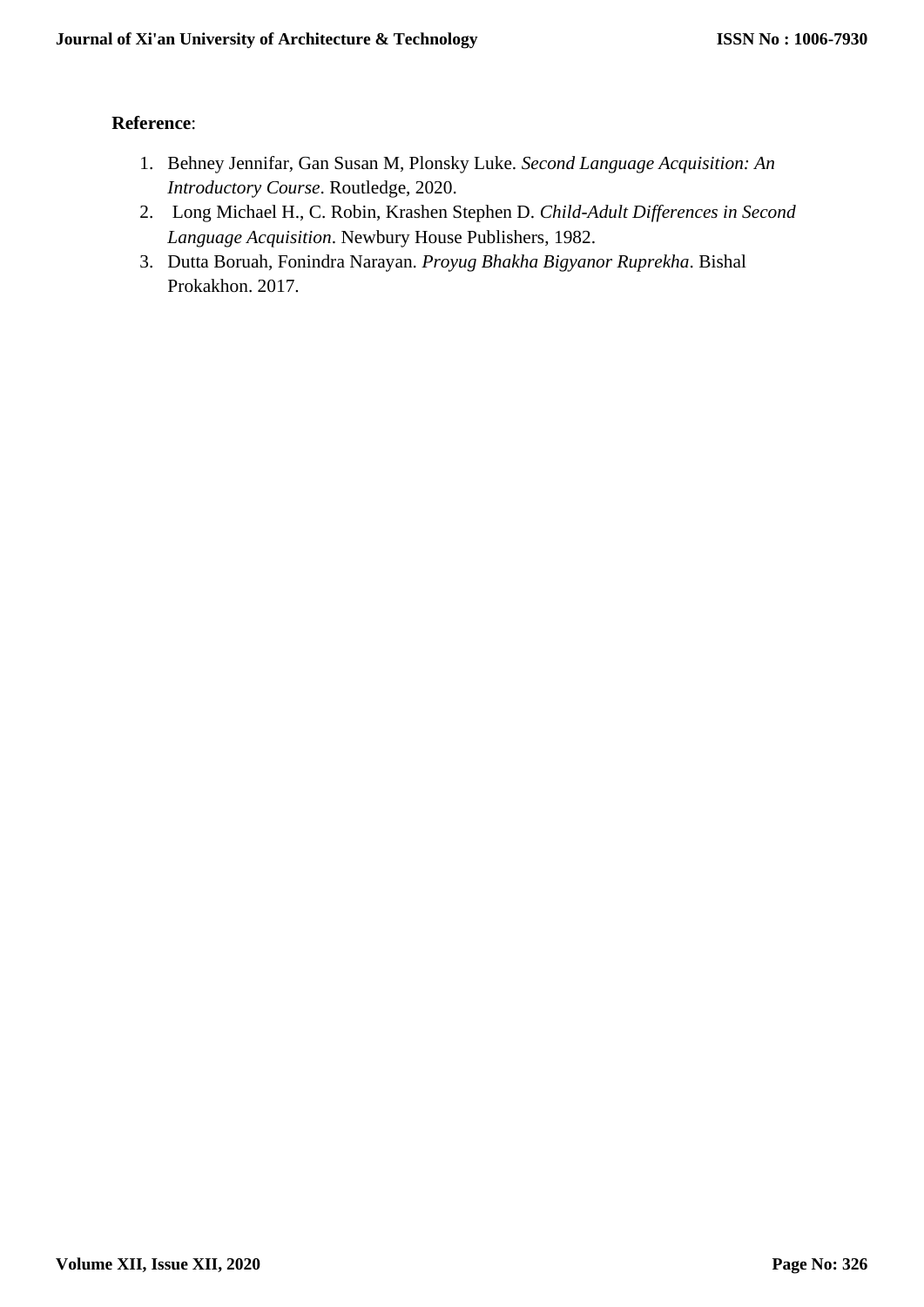**Reference**:

1. Behney Jennifar, Gan Susan M, Plonsky Luke. *Second Language Acquisition: An Introductory Course*. Routledge, 2020.
2. Long Michael H., C. Robin, Krashen Stephen D. *Child-Adult Differences in Second Language Acquisition*. Newbury House Publishers, 1982.
3. Dutta Boruah, Fonindra Narayan. *Proyug Bhakha Bigyanor Ruprekha*. Bishal Prokakhon. 2017.